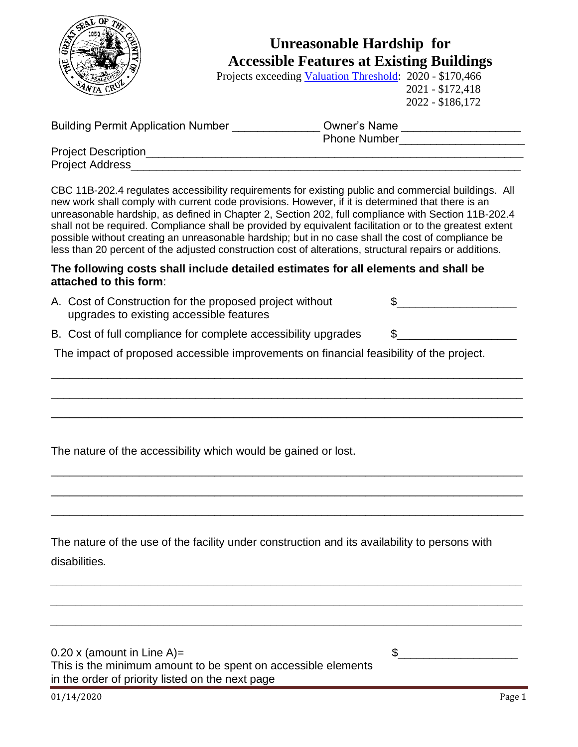# Unreasonable Hardship for Accessible Features at Existing Buildings

Projects exceeding Valuation Threshold: 2020 - $170,466
2021 - $172,418
2022 - $186,172

Building Permit Application Number _____________ Owner's Name __________________
Phone Number___________________

Project Description_______________________________________________________________
Project Address__________________________________________________________________

CBC 11B-202.4 regulates accessibility requirements for existing public and commercial buildings. All new work shall comply with current code provisions. However, if it is determined that there is an unreasonable hardship, as defined in Chapter 2, Section 202, full compliance with Section 11B-202.4 shall not be required. Compliance shall be provided by equivalent facilitation or to the greatest extent possible without creating an unreasonable hardship; but in no case shall the cost of compliance be less than 20 percent of the adjusted construction cost of alterations, structural repairs or additions.

**The following costs shall include detailed estimates for all elements and shall be attached to this form**:

A. Cost of Construction for the proposed project without upgrades to existing accessible features $__________________

B. Cost of full compliance for complete accessibility upgrades $__________________

The impact of proposed accessible improvements on financial feasibility of the project.

_____________________________________________________________________________

_____________________________________________________________________________

_____________________________________________________________________________

The nature of the accessibility which would be gained or lost.

_____________________________________________________________________________

_____________________________________________________________________________

_____________________________________________________________________________

The nature of the use of the facility under construction and its availability to persons with disabilities.

_____________________________________________________________________________

_____________________________________________________________________________

_____________________________________________________________________________

0.20 x (amount in Line A)= $__________________

This is the minimum amount to be spent on accessible elements in the order of priority listed on the next page

01/14/2020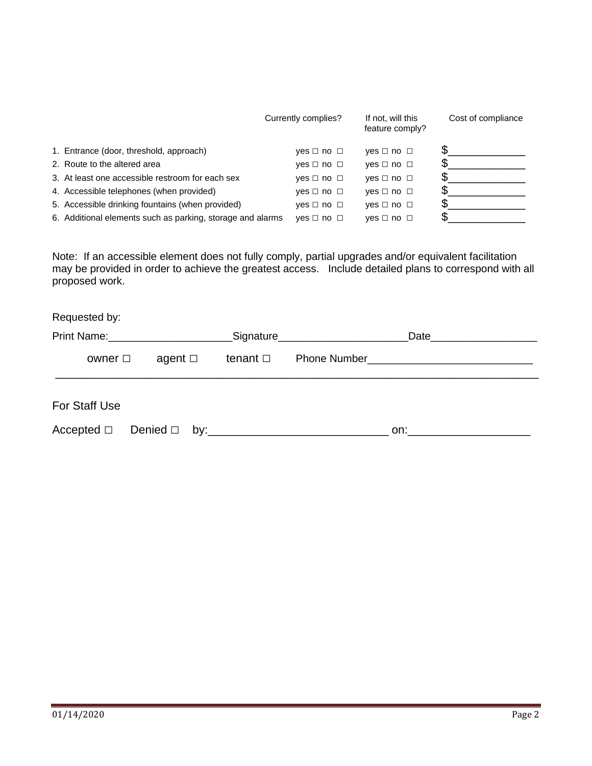| | Currently complies? | If not, will this feature comply? | Cost of compliance |
|---|---|---|---|
| 1. Entrance (door, threshold, approach) | yes □ no □ | yes □ no □ | $_____________ |
| 2. Route to the altered area | yes □ no □ | yes □ no □ | $_____________ |
| 3. At least one accessible restroom for each sex | yes □ no □ | yes □ no □ | $_____________ |
| 4. Accessible telephones (when provided) | yes □ no □ | yes □ no □ | $_____________ |
| 5. Accessible drinking fountains (when provided) | yes □ no □ | yes □ no □ | $_____________ |
| 6. Additional elements such as parking, storage and alarms | yes □ no □ | yes □ no □ | $_____________ |

Note: If an accessible element does not fully comply, partial upgrades and/or equivalent facilitation may be provided in order to achieve the greatest access. Include detailed plans to correspond with all proposed work.

Requested by:

Print Name:____________________Signature_____________________Date_________________

owner □ agent □ tenant □ Phone Number__________________________

---

For Staff Use

Accepted □ Denied □ by:___________________________ on:__________________

01/14/2020